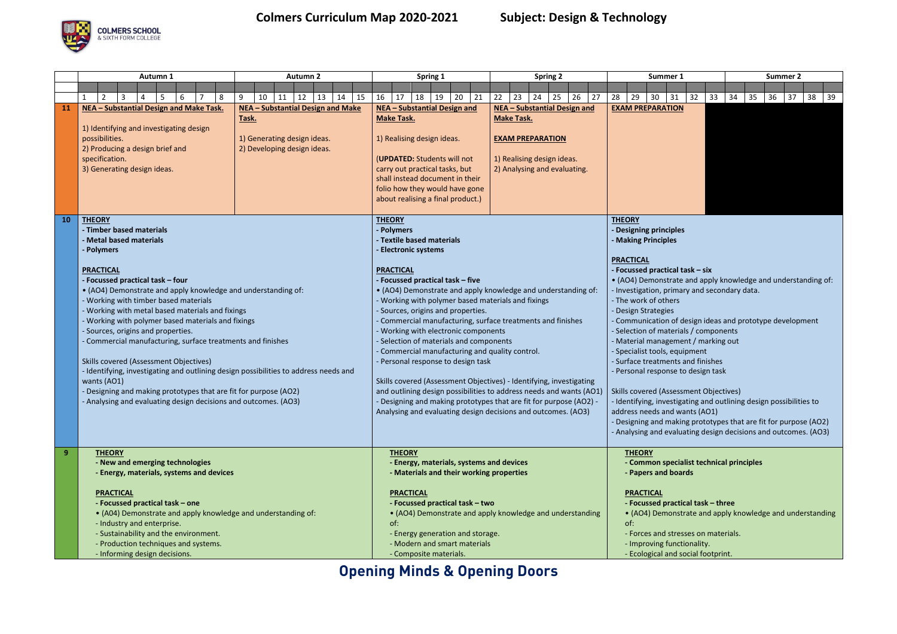# Colmers Curriculum Map 2020-2021 Subject: Design & Technology

COLMERS SCHOOL & SIXTH FORM COLLEGE

| | Autumn 1 (Weeks 1–8) | Autumn 2 (Weeks 9–15) | Spring 1 (Weeks 16–21) | Spring 2 (Weeks 22–27) | Summer 1 (Weeks 28–33) | Summer 2 (Weeks 34–39) |
|---|---|---|---|---|---|---|
| **11** | **NEA – Substantial Design and Make Task.**<br><br>1) Identifying and investigating design possibilities.<br>2) Producing a design brief and specification.<br>3) Generating design ideas. | **NEA – Substantial Design and Make Task.**<br><br>1) Generating design ideas.<br>2) Developing design ideas. | **NEA – Substantial Design and Make Task.**<br><br>1) Realising design ideas.<br><br>(**UPDATED:** Students will not carry out practical tasks, but shall instead document in their folio how they would have gone about realising a final product.) | **NEA – Substantial Design and Make Task.**<br><br>**EXAM PREPARATION**<br><br>1) Realising design ideas.<br>2) Analysing and evaluating. | **EXAM PREPARATION** | |
| **10** | **THEORY**<br>**- Timber based materials**<br>**- Metal based materials**<br>**- Polymers**<br><br>**PRACTICAL**<br>**- Focussed practical task – four**<br>• (AO4) Demonstrate and apply knowledge and understanding of:<br>- Working with timber based materials<br>- Working with metal based materials and fixings<br>- Working with polymer based materials and fixings<br>- Sources, origins and properties.<br>- Commercial manufacturing, surface treatments and finishes<br><br>Skills covered (Assessment Objectives)<br>- Identifying, investigating and outlining design possibilities to address needs and wants (AO1)<br>- Designing and making prototypes that are fit for purpose (AO2)<br>- Analysing and evaluating design decisions and outcomes. (AO3) | | **THEORY**<br>**- Polymers**<br>**- Textile based materials**<br>**- Electronic systems**<br><br>**PRACTICAL**<br>**- Focussed practical task – five**<br>• (AO4) Demonstrate and apply knowledge and understanding of:<br>- Working with polymer based materials and fixings<br>- Sources, origins and properties.<br>- Commercial manufacturing, surface treatments and finishes<br>- Working with electronic components<br>- Selection of materials and components<br>- Commercial manufacturing and quality control.<br>- Personal response to design task<br><br>Skills covered (Assessment Objectives) - Identifying, investigating and outlining design possibilities to address needs and wants (AO1) - Designing and making prototypes that are fit for purpose (AO2) - Analysing and evaluating design decisions and outcomes. (AO3) | | **THEORY**<br>**- Designing principles**<br>**- Making Principles**<br><br>**PRACTICAL**<br>**- Focussed practical task – six**<br>• (AO4) Demonstrate and apply knowledge and understanding of:<br>- Investigation, primary and secondary data.<br>- The work of others<br>- Design Strategies<br>- Communication of design ideas and prototype development<br>- Selection of materials / components<br>- Material management / marking out<br>- Specialist tools, equipment<br>- Surface treatments and finishes<br>- Personal response to design task<br><br>Skills covered (Assessment Objectives)<br>- Identifying, investigating and outlining design possibilities to address needs and wants (AO1)<br>- Designing and making prototypes that are fit for purpose (AO2)<br>- Analysing and evaluating design decisions and outcomes. (AO3) | |
| **9** | **THEORY**<br>**- New and emerging technologies**<br>**- Energy, materials, systems and devices**<br><br>**PRACTICAL**<br>**- Focussed practical task – one**<br>• (A04) Demonstrate and apply knowledge and understanding of:<br>- Industry and enterprise.<br>- Sustainability and the environment.<br>- Production techniques and systems.<br>- Informing design decisions. | | **THEORY**<br>**- Energy, materials, systems and devices**<br>**- Materials and their working properties**<br><br>**PRACTICAL**<br>**- Focussed practical task – two**<br>• (AO4) Demonstrate and apply knowledge and understanding of:<br>- Energy generation and storage.<br>- Modern and smart materials<br>- Composite materials. | | **THEORY**<br>**- Common specialist technical principles**<br>**- Papers and boards**<br><br>**PRACTICAL**<br>**- Focussed practical task – three**<br>• (AO4) Demonstrate and apply knowledge and understanding of:<br>- Forces and stresses on materials.<br>- Improving functionality.<br>- Ecological and social footprint. | |

**Opening Minds & Opening Doors**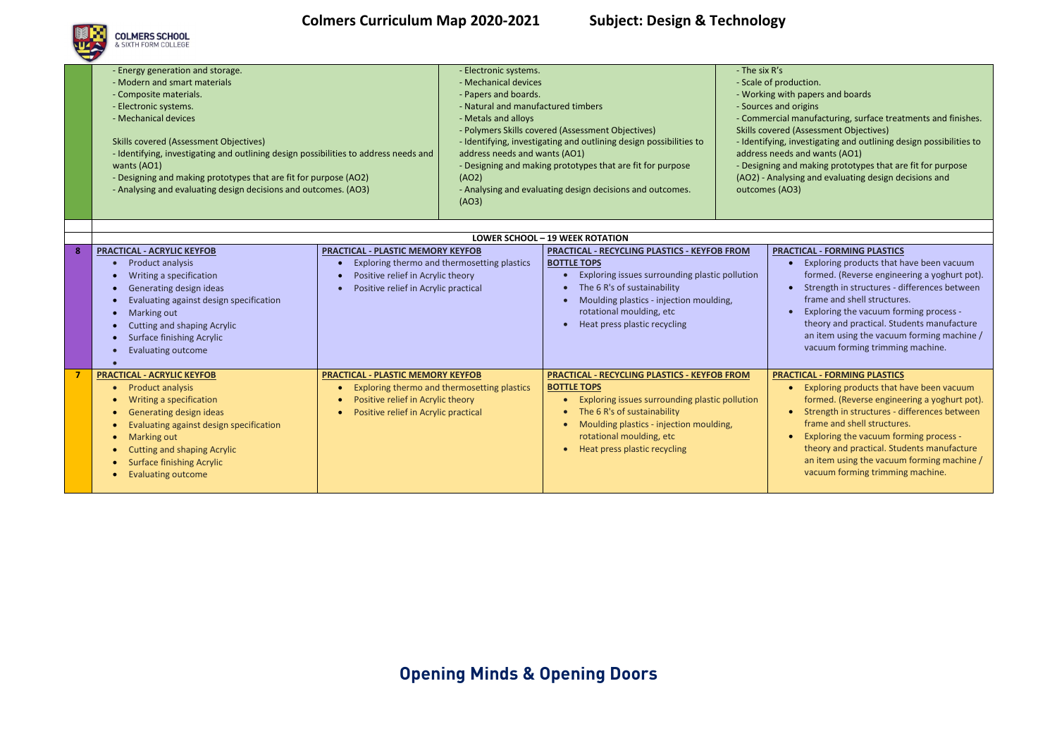| | | | | |
|---|---|---|---|---|
| | - Energy generation and storage.<br>- Modern and smart materials<br>- Composite materials.<br>- Electronic systems.<br>- Mechanical devices<br><br>Skills covered (Assessment Objectives)<br>- Identifying, investigating and outlining design possibilities to address needs and wants (AO1)<br>- Designing and making prototypes that are fit for purpose (AO2)<br>- Analysing and evaluating design decisions and outcomes. (AO3) | - Electronic systems.<br>- Mechanical devices<br>- Papers and boards.<br>- Natural and manufactured timbers<br>- Metals and alloys<br>- Polymers Skills covered (Assessment Objectives)<br>- Identifying, investigating and outlining design possibilities to address needs and wants (AO1)<br>- Designing and making prototypes that are fit for purpose (AO2)<br>- Analysing and evaluating design decisions and outcomes. (AO3) | | - The six R's<br>- Scale of production.<br>- Working with papers and boards<br>- Sources and origins<br>- Commercial manufacturing, surface treatments and finishes.<br>Skills covered (Assessment Objectives)<br>- Identifying, investigating and outlining design possibilities to address needs and wants (AO1)<br>- Designing and making prototypes that are fit for purpose (AO2) - Analysing and evaluating design decisions and outcomes (AO3) |
| | **LOWER SCHOOL – 19 WEEK ROTATION** | | | |
| **8** | **PRACTICAL - ACRYLIC KEYFOB**<br>• Product analysis<br>• Writing a specification<br>• Generating design ideas<br>• Evaluating against design specification<br>• Marking out<br>• Cutting and shaping Acrylic<br>• Surface finishing Acrylic<br>• Evaluating outcome | **PRACTICAL - PLASTIC MEMORY KEYFOB**<br>• Exploring thermo and thermosetting plastics<br>• Positive relief in Acrylic theory<br>• Positive relief in Acrylic practical | **PRACTICAL - RECYCLING PLASTICS - KEYFOB FROM BOTTLE TOPS**<br>• Exploring issues surrounding plastic pollution<br>• The 6 R's of sustainability<br>• Moulding plastics - injection moulding, rotational moulding, etc<br>• Heat press plastic recycling | **PRACTICAL - FORMING PLASTICS**<br>• Exploring products that have been vacuum formed. (Reverse engineering a yoghurt pot).<br>• Strength in structures - differences between frame and shell structures.<br>• Exploring the vacuum forming process - theory and practical. Students manufacture an item using the vacuum forming machine / vacuum forming trimming machine. |
| **7** | **PRACTICAL - ACRYLIC KEYFOB**<br>• Product analysis<br>• Writing a specification<br>• Generating design ideas<br>• Evaluating against design specification<br>• Marking out<br>• Cutting and shaping Acrylic<br>• Surface finishing Acrylic<br>• Evaluating outcome | **PRACTICAL - PLASTIC MEMORY KEYFOB**<br>• Exploring thermo and thermosetting plastics<br>• Positive relief in Acrylic theory<br>• Positive relief in Acrylic practical | **PRACTICAL - RECYCLING PLASTICS - KEYFOB FROM BOTTLE TOPS**<br>• Exploring issues surrounding plastic pollution<br>• The 6 R's of sustainability<br>• Moulding plastics - injection moulding, rotational moulding, etc<br>• Heat press plastic recycling | **PRACTICAL - FORMING PLASTICS**<br>• Exploring products that have been vacuum formed. (Reverse engineering a yoghurt pot).<br>• Strength in structures - differences between frame and shell structures.<br>• Exploring the vacuum forming process - theory and practical. Students manufacture an item using the vacuum forming machine / vacuum forming trimming machine. |